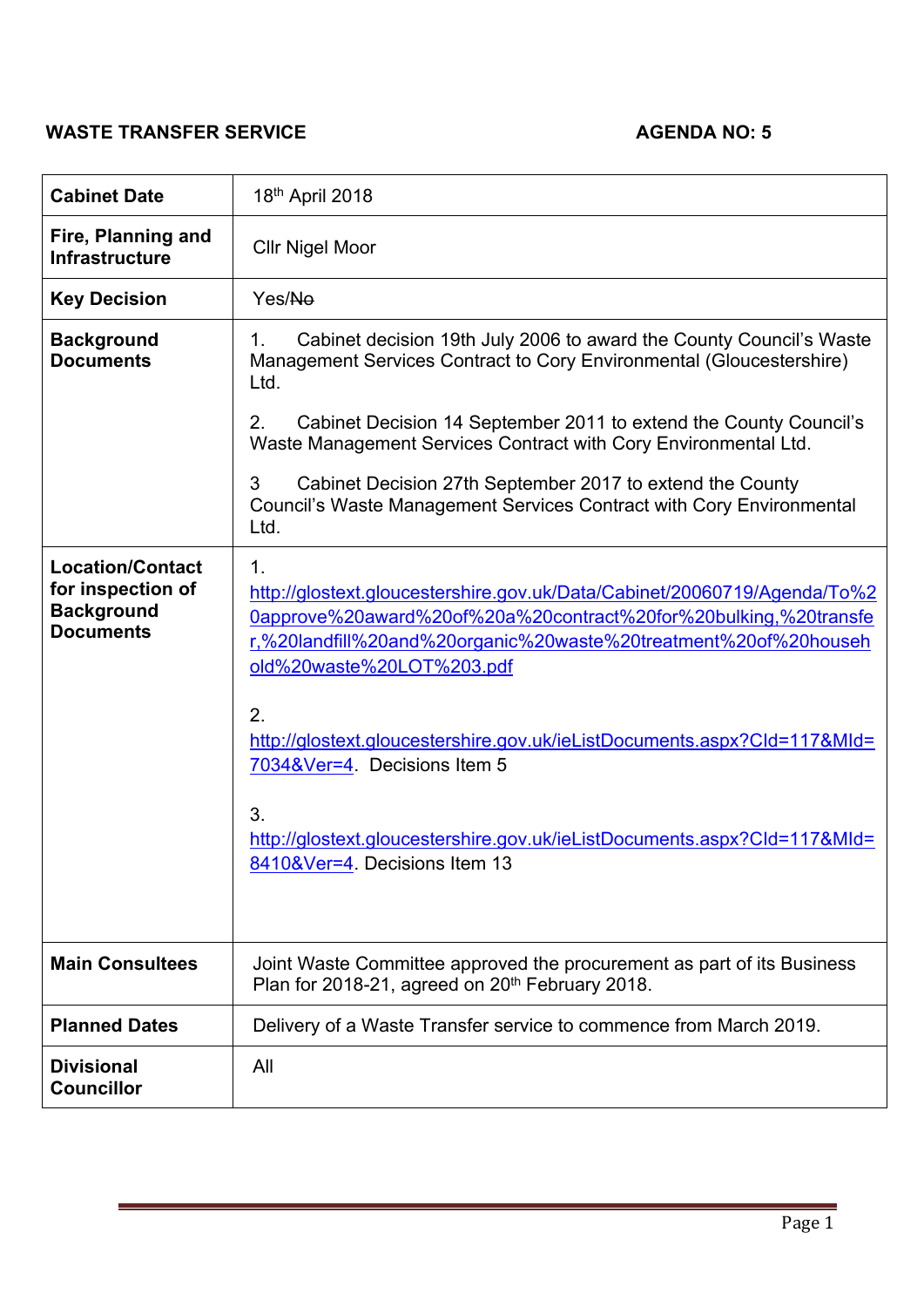**WASTE TRANSFER SERVICE** **AGENDA NO: 5**

| | |
|---|---|
| **Cabinet Date** | 18th April 2018 |
| **Fire, Planning and Infrastructure** | Cllr Nigel Moor |
| **Key Decision** | Yes/~~No~~ |
| **Background Documents** | 1. Cabinet decision 19th July 2006 to award the County Council's Waste Management Services Contract to Cory Environmental (Gloucestershire) Ltd.<br><br>2. Cabinet Decision 14 September 2011 to extend the County Council's Waste Management Services Contract with Cory Environmental Ltd.<br><br>3 Cabinet Decision 27th September 2017 to extend the County Council's Waste Management Services Contract with Cory Environmental Ltd. |
| **Location/Contact for inspection of Background Documents** | 1. http://glostext.gloucestershire.gov.uk/Data/Cabinet/20060719/Agenda/To%20approve%20award%20of%20a%20contract%20for%20bulking,%20transfer,%20landfill%20and%20organic%20waste%20treatment%20of%20household%20waste%20LOT%203.pdf<br><br>2. http://glostext.gloucestershire.gov.uk/ieListDocuments.aspx?CId=117&MId=7034&Ver=4. Decisions Item 5<br><br>3. http://glostext.gloucestershire.gov.uk/ieListDocuments.aspx?CId=117&MId=8410&Ver=4. Decisions Item 13 |
| **Main Consultees** | Joint Waste Committee approved the procurement as part of its Business Plan for 2018-21, agreed on 20th February 2018. |
| **Planned Dates** | Delivery of a Waste Transfer service to commence from March 2019. |
| **Divisional Councillor** | All |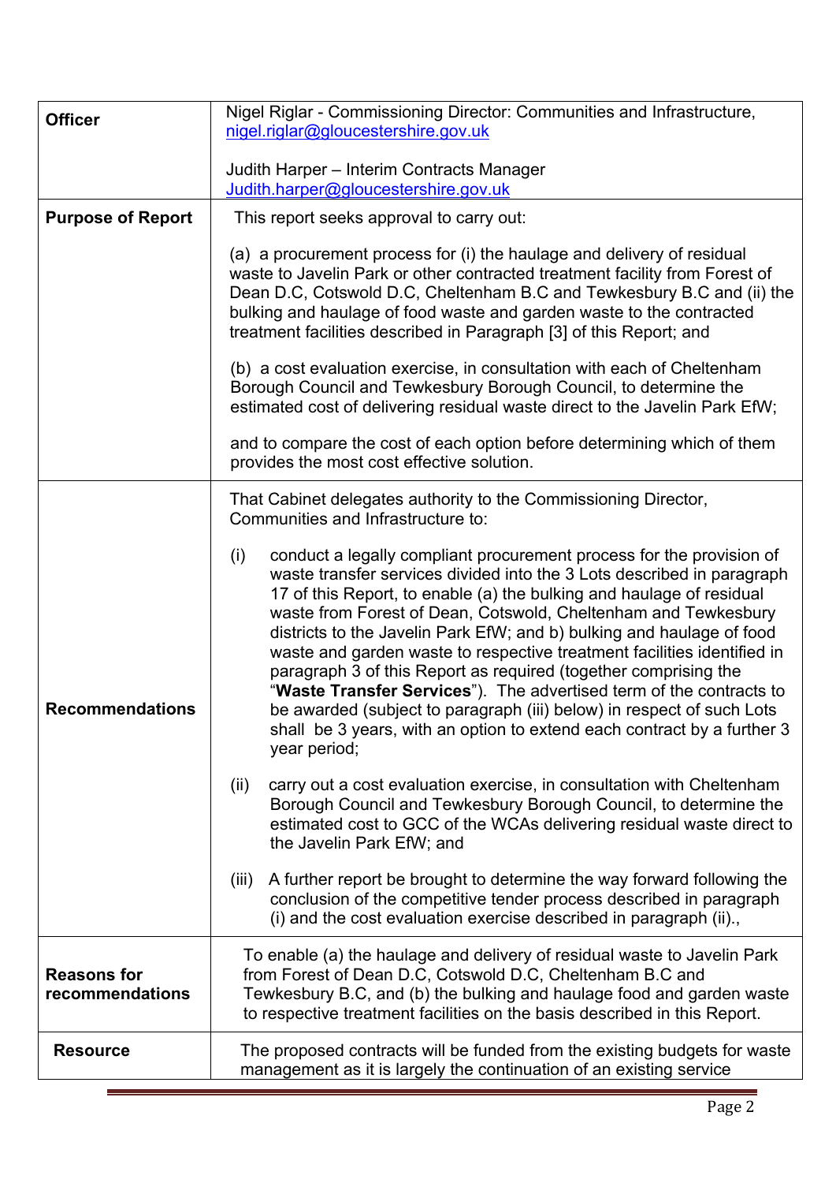| | |
|---|---|
| **Officer** | Nigel Riglar - Commissioning Director: Communities and Infrastructure, nigel.riglar@gloucestershire.gov.uk<br><br>Judith Harper – Interim Contracts Manager Judith.harper@gloucestershire.gov.uk |
| **Purpose of Report** | This report seeks approval to carry out:<br><br>(a) a procurement process for (i) the haulage and delivery of residual waste to Javelin Park or other contracted treatment facility from Forest of Dean D.C, Cotswold D.C, Cheltenham B.C and Tewkesbury B.C and (ii) the bulking and haulage of food waste and garden waste to the contracted treatment facilities described in Paragraph [3] of this Report; and<br><br>(b) a cost evaluation exercise, in consultation with each of Cheltenham Borough Council and Tewkesbury Borough Council, to determine the estimated cost of delivering residual waste direct to the Javelin Park EfW;<br><br>and to compare the cost of each option before determining which of them provides the most cost effective solution. |
| **Recommendations** | That Cabinet delegates authority to the Commissioning Director, Communities and Infrastructure to:<br><br>(i) conduct a legally compliant procurement process for the provision of waste transfer services divided into the 3 Lots described in paragraph 17 of this Report, to enable (a) the bulking and haulage of residual waste from Forest of Dean, Cotswold, Cheltenham and Tewkesbury districts to the Javelin Park EfW; and b) bulking and haulage of food waste and garden waste to respective treatment facilities identified in paragraph 3 of this Report as required (together comprising the "**Waste Transfer Services**"). The advertised term of the contracts to be awarded (subject to paragraph (iii) below) in respect of such Lots shall be 3 years, with an option to extend each contract by a further 3 year period;<br><br>(ii) carry out a cost evaluation exercise, in consultation with Cheltenham Borough Council and Tewkesbury Borough Council, to determine the estimated cost to GCC of the WCAs delivering residual waste direct to the Javelin Park EfW; and<br><br>(iii) A further report be brought to determine the way forward following the conclusion of the competitive tender process described in paragraph (i) and the cost evaluation exercise described in paragraph (ii)., |
| **Reasons for recommendations** | To enable (a) the haulage and delivery of residual waste to Javelin Park from Forest of Dean D.C, Cotswold D.C, Cheltenham B.C and Tewkesbury B.C, and (b) the bulking and haulage food and garden waste to respective treatment facilities on the basis described in this Report. |
| **Resource** | The proposed contracts will be funded from the existing budgets for waste management as it is largely the continuation of an existing service |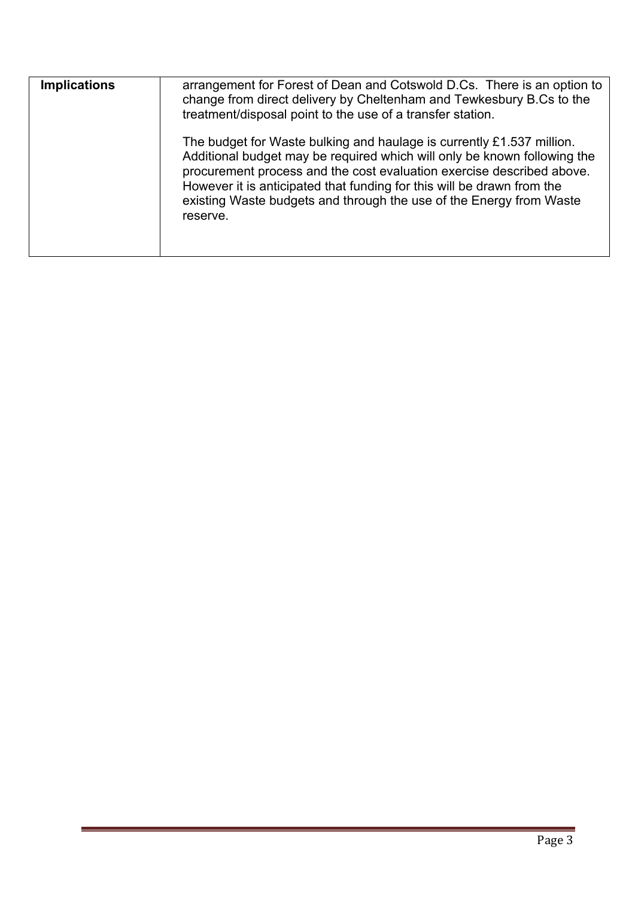| Implications | arrangement for Forest of Dean and Cotswold D.Cs. There is an option to change from direct delivery by Cheltenham and Tewkesbury B.Cs to the treatment/disposal point to the use of a transfer station.<br><br>The budget for Waste bulking and haulage is currently £1.537 million. Additional budget may be required which will only be known following the procurement process and the cost evaluation exercise described above. However it is anticipated that funding for this will be drawn from the existing Waste budgets and through the use of the Energy from Waste reserve. |
|---|---|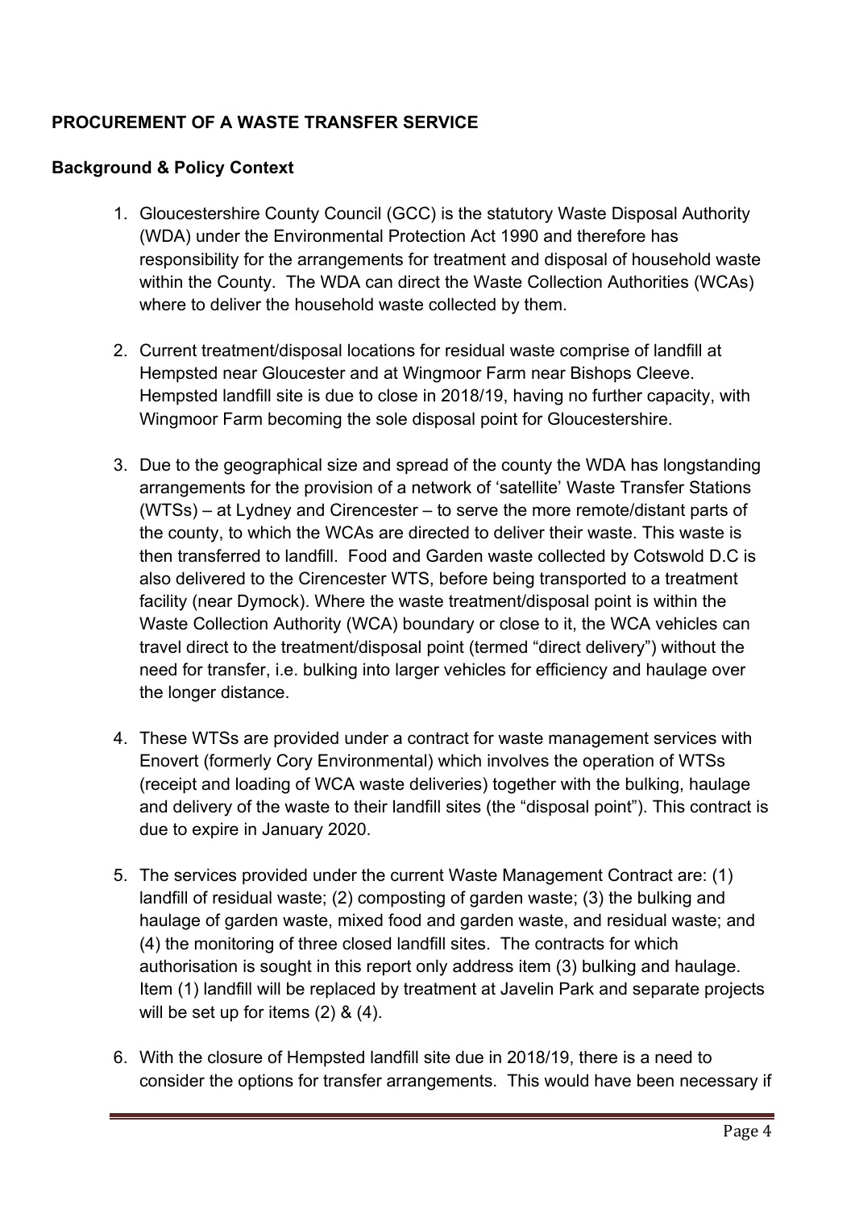**PROCUREMENT OF A WASTE TRANSFER SERVICE**

**Background & Policy Context**

1. Gloucestershire County Council (GCC) is the statutory Waste Disposal Authority (WDA) under the Environmental Protection Act 1990 and therefore has responsibility for the arrangements for treatment and disposal of household waste within the County. The WDA can direct the Waste Collection Authorities (WCAs) where to deliver the household waste collected by them.

2. Current treatment/disposal locations for residual waste comprise of landfill at Hempsted near Gloucester and at Wingmoor Farm near Bishops Cleeve. Hempsted landfill site is due to close in 2018/19, having no further capacity, with Wingmoor Farm becoming the sole disposal point for Gloucestershire.

3. Due to the geographical size and spread of the county the WDA has longstanding arrangements for the provision of a network of 'satellite' Waste Transfer Stations (WTSs) – at Lydney and Cirencester – to serve the more remote/distant parts of the county, to which the WCAs are directed to deliver their waste. This waste is then transferred to landfill. Food and Garden waste collected by Cotswold D.C is also delivered to the Cirencester WTS, before being transported to a treatment facility (near Dymock). Where the waste treatment/disposal point is within the Waste Collection Authority (WCA) boundary or close to it, the WCA vehicles can travel direct to the treatment/disposal point (termed "direct delivery") without the need for transfer, i.e. bulking into larger vehicles for efficiency and haulage over the longer distance.

4. These WTSs are provided under a contract for waste management services with Enovert (formerly Cory Environmental) which involves the operation of WTSs (receipt and loading of WCA waste deliveries) together with the bulking, haulage and delivery of the waste to their landfill sites (the "disposal point"). This contract is due to expire in January 2020.

5. The services provided under the current Waste Management Contract are: (1) landfill of residual waste; (2) composting of garden waste; (3) the bulking and haulage of garden waste, mixed food and garden waste, and residual waste; and (4) the monitoring of three closed landfill sites. The contracts for which authorisation is sought in this report only address item (3) bulking and haulage. Item (1) landfill will be replaced by treatment at Javelin Park and separate projects will be set up for items (2) & (4).

6. With the closure of Hempsted landfill site due in 2018/19, there is a need to consider the options for transfer arrangements. This would have been necessary if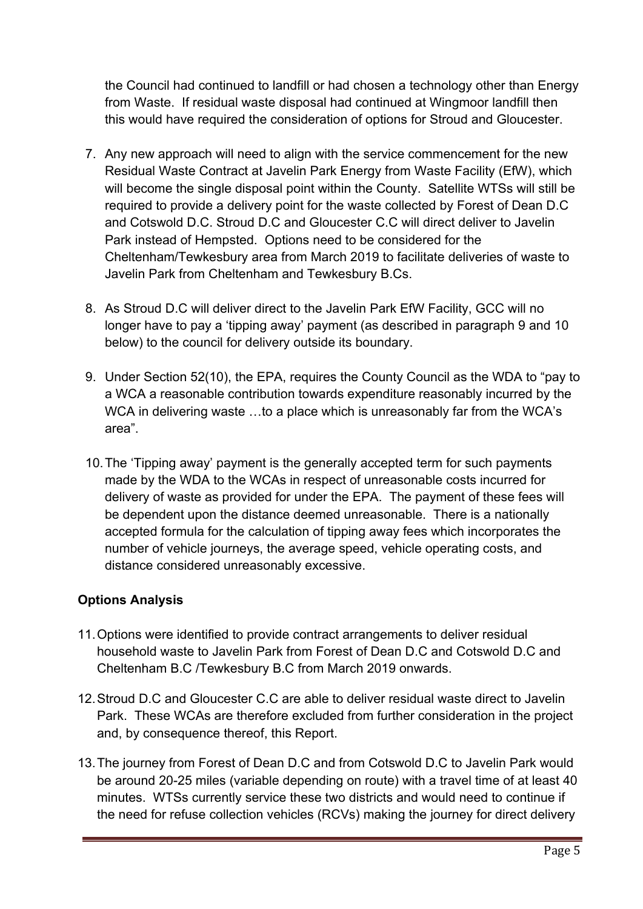the Council had continued to landfill or had chosen a technology other than Energy from Waste. If residual waste disposal had continued at Wingmoor landfill then this would have required the consideration of options for Stroud and Gloucester.

7. Any new approach will need to align with the service commencement for the new Residual Waste Contract at Javelin Park Energy from Waste Facility (EfW), which will become the single disposal point within the County. Satellite WTSs will still be required to provide a delivery point for the waste collected by Forest of Dean D.C and Cotswold D.C. Stroud D.C and Gloucester C.C will direct deliver to Javelin Park instead of Hempsted. Options need to be considered for the Cheltenham/Tewkesbury area from March 2019 to facilitate deliveries of waste to Javelin Park from Cheltenham and Tewkesbury B.Cs.

8. As Stroud D.C will deliver direct to the Javelin Park EfW Facility, GCC will no longer have to pay a 'tipping away' payment (as described in paragraph 9 and 10 below) to the council for delivery outside its boundary.

9. Under Section 52(10), the EPA, requires the County Council as the WDA to "pay to a WCA a reasonable contribution towards expenditure reasonably incurred by the WCA in delivering waste …to a place which is unreasonably far from the WCA's area".

10. The 'Tipping away' payment is the generally accepted term for such payments made by the WDA to the WCAs in respect of unreasonable costs incurred for delivery of waste as provided for under the EPA. The payment of these fees will be dependent upon the distance deemed unreasonable. There is a nationally accepted formula for the calculation of tipping away fees which incorporates the number of vehicle journeys, the average speed, vehicle operating costs, and distance considered unreasonably excessive.

**Options Analysis**

11. Options were identified to provide contract arrangements to deliver residual household waste to Javelin Park from Forest of Dean D.C and Cotswold D.C and Cheltenham B.C /Tewkesbury B.C from March 2019 onwards.

12. Stroud D.C and Gloucester C.C are able to deliver residual waste direct to Javelin Park. These WCAs are therefore excluded from further consideration in the project and, by consequence thereof, this Report.

13. The journey from Forest of Dean D.C and from Cotswold D.C to Javelin Park would be around 20-25 miles (variable depending on route) with a travel time of at least 40 minutes. WTSs currently service these two districts and would need to continue if the need for refuse collection vehicles (RCVs) making the journey for direct delivery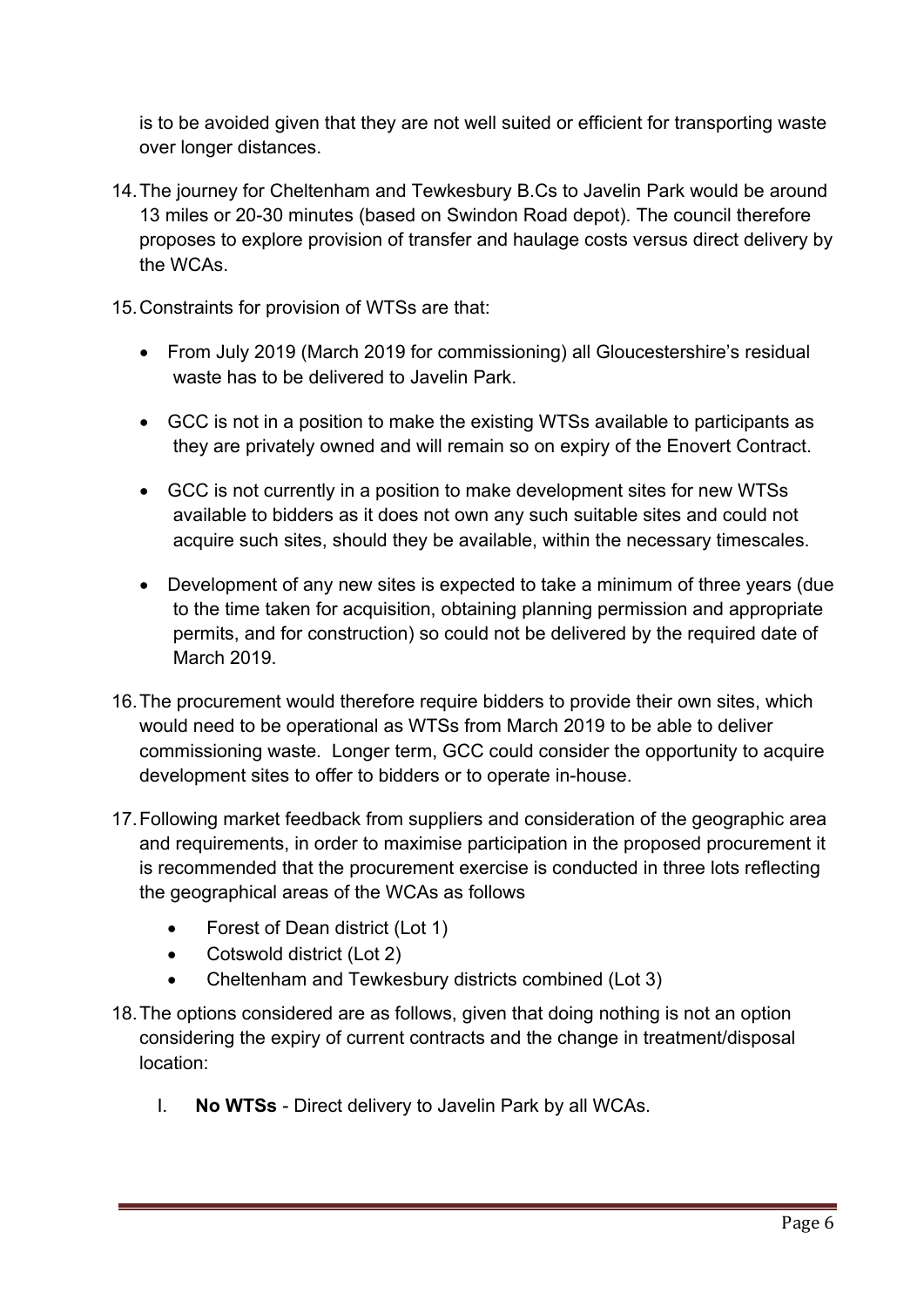is to be avoided given that they are not well suited or efficient for transporting waste over longer distances.

14. The journey for Cheltenham and Tewkesbury B.Cs to Javelin Park would be around 13 miles or 20-30 minutes (based on Swindon Road depot). The council therefore proposes to explore provision of transfer and haulage costs versus direct delivery by the WCAs.

15. Constraints for provision of WTSs are that:

   - From July 2019 (March 2019 for commissioning) all Gloucestershire's residual waste has to be delivered to Javelin Park.
   - GCC is not in a position to make the existing WTSs available to participants as they are privately owned and will remain so on expiry of the Enovert Contract.
   - GCC is not currently in a position to make development sites for new WTSs available to bidders as it does not own any such suitable sites and could not acquire such sites, should they be available, within the necessary timescales.
   - Development of any new sites is expected to take a minimum of three years (due to the time taken for acquisition, obtaining planning permission and appropriate permits, and for construction) so could not be delivered by the required date of March 2019.

16. The procurement would therefore require bidders to provide their own sites, which would need to be operational as WTSs from March 2019 to be able to deliver commissioning waste. Longer term, GCC could consider the opportunity to acquire development sites to offer to bidders or to operate in-house.

17. Following market feedback from suppliers and consideration of the geographic area and requirements, in order to maximise participation in the proposed procurement it is recommended that the procurement exercise is conducted in three lots reflecting the geographical areas of the WCAs as follows

   - Forest of Dean district (Lot 1)
   - Cotswold district (Lot 2)
   - Cheltenham and Tewkesbury districts combined (Lot 3)

18. The options considered are as follows, given that doing nothing is not an option considering the expiry of current contracts and the change in treatment/disposal location:

   I. **No WTSs** - Direct delivery to Javelin Park by all WCAs.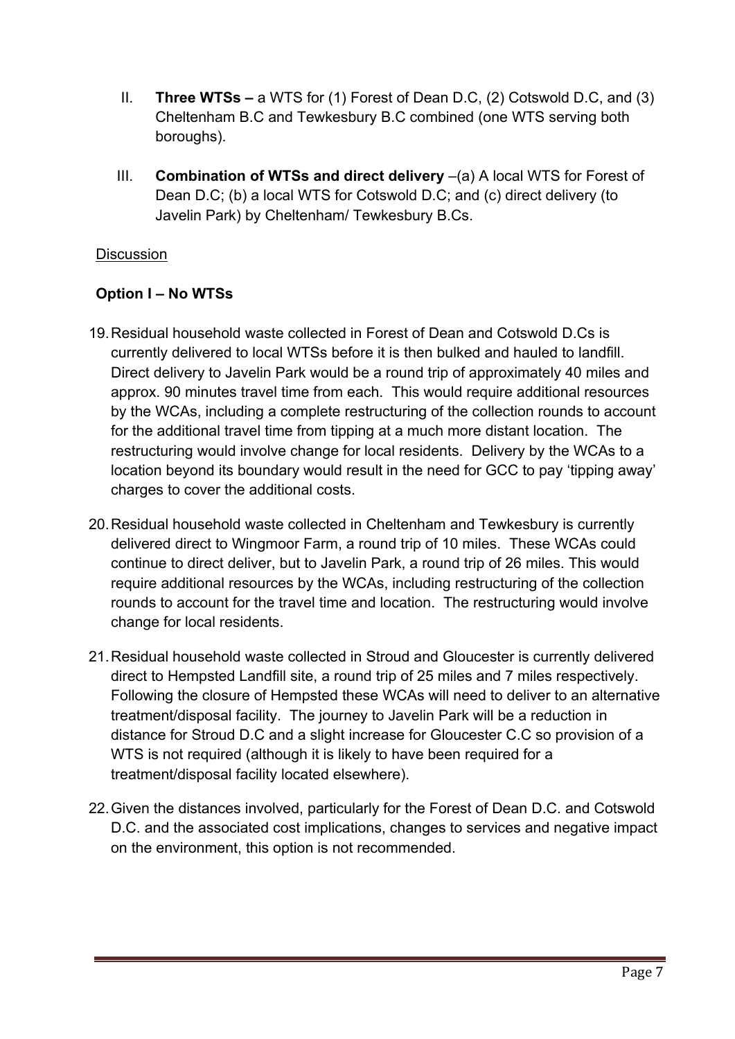II. **Three WTSs –** a WTS for (1) Forest of Dean D.C, (2) Cotswold D.C, and (3) Cheltenham B.C and Tewkesbury B.C combined (one WTS serving both boroughs).

III. **Combination of WTSs and direct delivery** –(a) A local WTS for Forest of Dean D.C; (b) a local WTS for Cotswold D.C; and (c) direct delivery (to Javelin Park) by Cheltenham/ Tewkesbury B.Cs.

<u>Discussion</u>

**Option I – No WTSs**

19. Residual household waste collected in Forest of Dean and Cotswold D.Cs is currently delivered to local WTSs before it is then bulked and hauled to landfill. Direct delivery to Javelin Park would be a round trip of approximately 40 miles and approx. 90 minutes travel time from each. This would require additional resources by the WCAs, including a complete restructuring of the collection rounds to account for the additional travel time from tipping at a much more distant location. The restructuring would involve change for local residents. Delivery by the WCAs to a location beyond its boundary would result in the need for GCC to pay 'tipping away' charges to cover the additional costs.

20. Residual household waste collected in Cheltenham and Tewkesbury is currently delivered direct to Wingmoor Farm, a round trip of 10 miles. These WCAs could continue to direct deliver, but to Javelin Park, a round trip of 26 miles. This would require additional resources by the WCAs, including restructuring of the collection rounds to account for the travel time and location. The restructuring would involve change for local residents.

21. Residual household waste collected in Stroud and Gloucester is currently delivered direct to Hempsted Landfill site, a round trip of 25 miles and 7 miles respectively. Following the closure of Hempsted these WCAs will need to deliver to an alternative treatment/disposal facility. The journey to Javelin Park will be a reduction in distance for Stroud D.C and a slight increase for Gloucester C.C so provision of a WTS is not required (although it is likely to have been required for a treatment/disposal facility located elsewhere).

22. Given the distances involved, particularly for the Forest of Dean D.C. and Cotswold D.C. and the associated cost implications, changes to services and negative impact on the environment, this option is not recommended.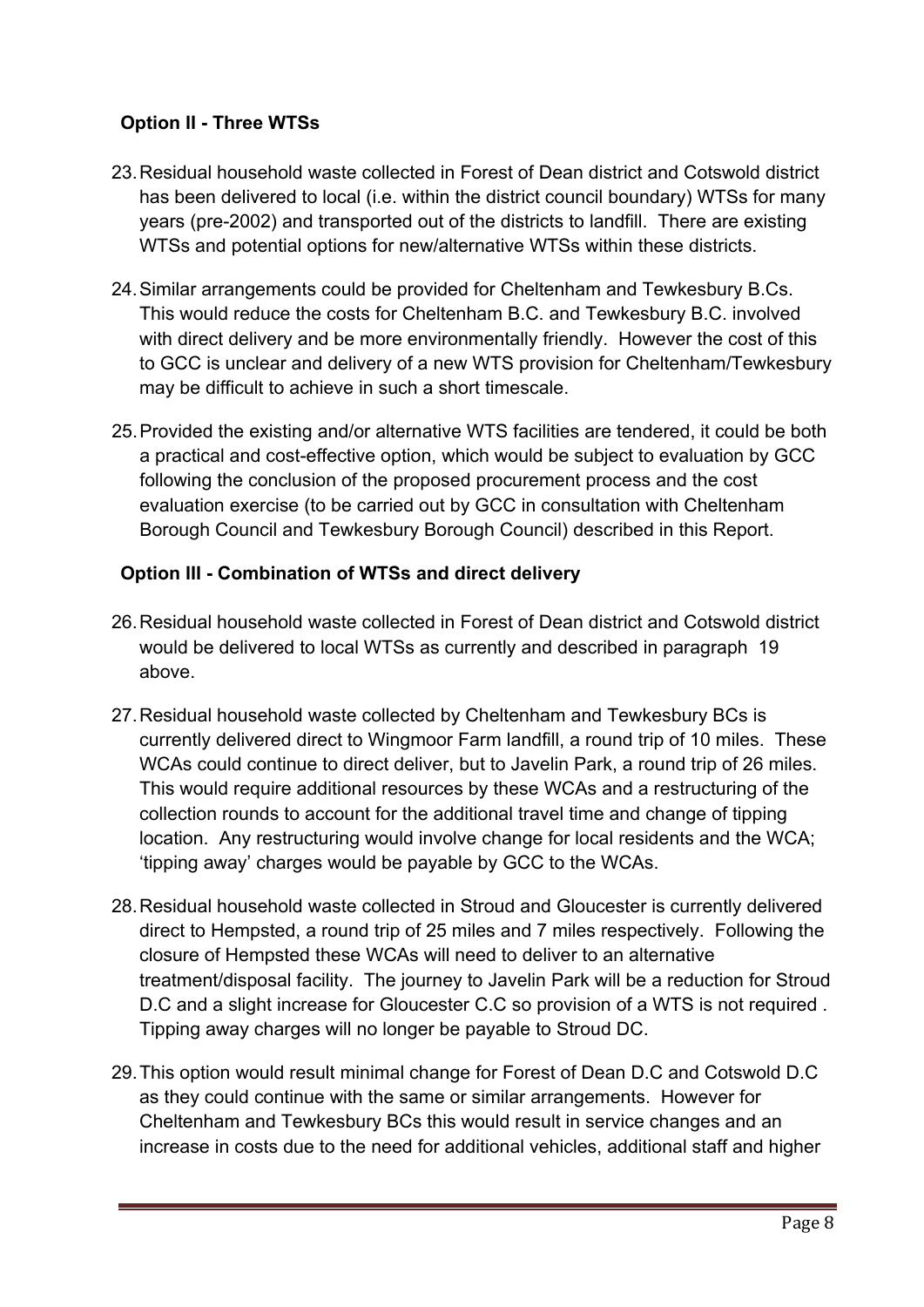### Option II - Three WTSs

23. Residual household waste collected in Forest of Dean district and Cotswold district has been delivered to local (i.e. within the district council boundary) WTSs for many years (pre-2002) and transported out of the districts to landfill. There are existing WTSs and potential options for new/alternative WTSs within these districts.

24. Similar arrangements could be provided for Cheltenham and Tewkesbury B.Cs. This would reduce the costs for Cheltenham B.C. and Tewkesbury B.C. involved with direct delivery and be more environmentally friendly. However the cost of this to GCC is unclear and delivery of a new WTS provision for Cheltenham/Tewkesbury may be difficult to achieve in such a short timescale.

25. Provided the existing and/or alternative WTS facilities are tendered, it could be both a practical and cost-effective option, which would be subject to evaluation by GCC following the conclusion of the proposed procurement process and the cost evaluation exercise (to be carried out by GCC in consultation with Cheltenham Borough Council and Tewkesbury Borough Council) described in this Report.

### Option III - Combination of WTSs and direct delivery

26. Residual household waste collected in Forest of Dean district and Cotswold district would be delivered to local WTSs as currently and described in paragraph 19 above.

27. Residual household waste collected by Cheltenham and Tewkesbury BCs is currently delivered direct to Wingmoor Farm landfill, a round trip of 10 miles. These WCAs could continue to direct deliver, but to Javelin Park, a round trip of 26 miles. This would require additional resources by these WCAs and a restructuring of the collection rounds to account for the additional travel time and change of tipping location. Any restructuring would involve change for local residents and the WCA; 'tipping away' charges would be payable by GCC to the WCAs.

28. Residual household waste collected in Stroud and Gloucester is currently delivered direct to Hempsted, a round trip of 25 miles and 7 miles respectively. Following the closure of Hempsted these WCAs will need to deliver to an alternative treatment/disposal facility. The journey to Javelin Park will be a reduction for Stroud D.C and a slight increase for Gloucester C.C so provision of a WTS is not required . Tipping away charges will no longer be payable to Stroud DC.

29. This option would result minimal change for Forest of Dean D.C and Cotswold D.C as they could continue with the same or similar arrangements. However for Cheltenham and Tewkesbury BCs this would result in service changes and an increase in costs due to the need for additional vehicles, additional staff and higher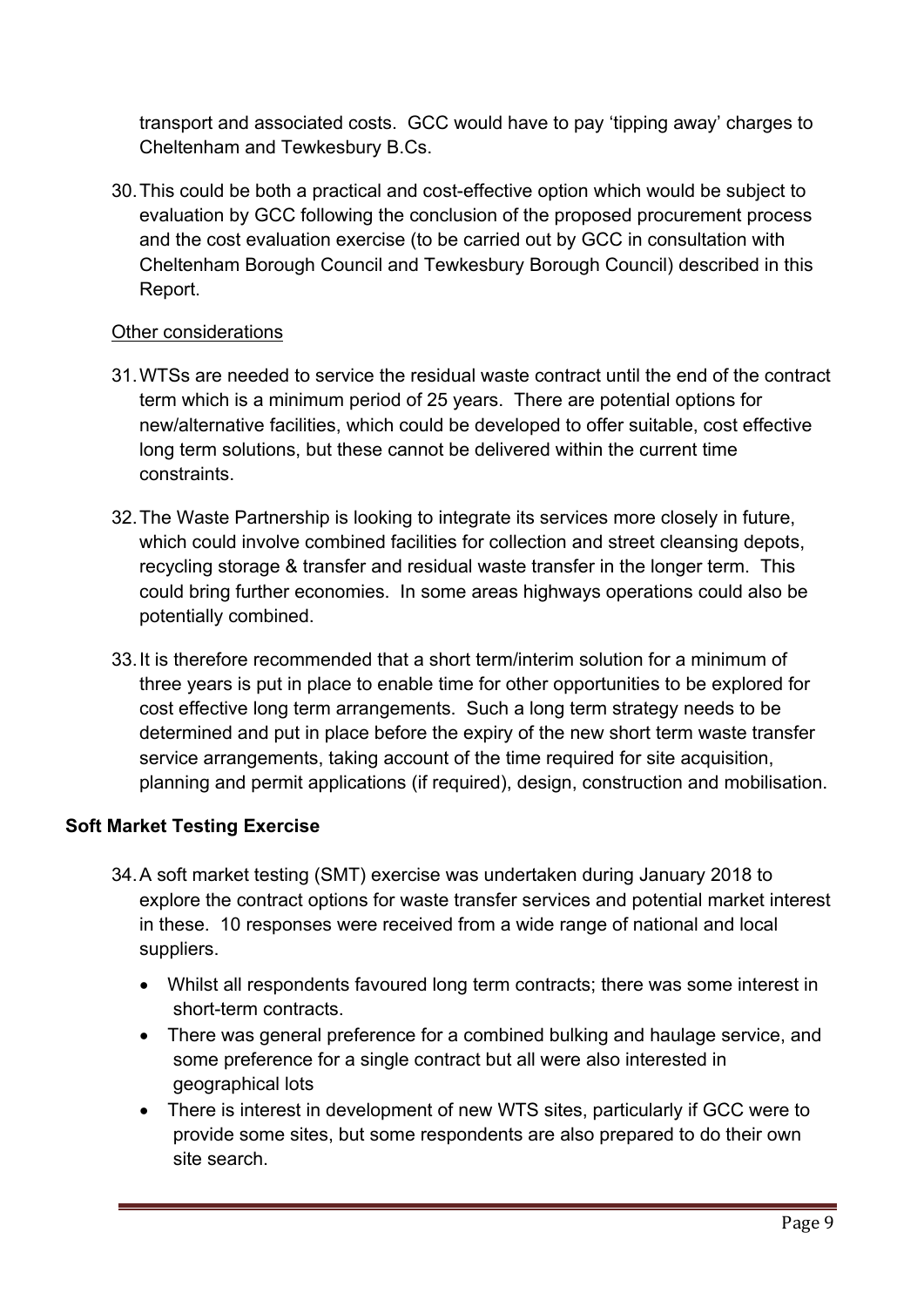transport and associated costs. GCC would have to pay 'tipping away' charges to Cheltenham and Tewkesbury B.Cs.

30. This could be both a practical and cost-effective option which would be subject to evaluation by GCC following the conclusion of the proposed procurement process and the cost evaluation exercise (to be carried out by GCC in consultation with Cheltenham Borough Council and Tewkesbury Borough Council) described in this Report.

Other considerations

31. WTSs are needed to service the residual waste contract until the end of the contract term which is a minimum period of 25 years. There are potential options for new/alternative facilities, which could be developed to offer suitable, cost effective long term solutions, but these cannot be delivered within the current time constraints.

32. The Waste Partnership is looking to integrate its services more closely in future, which could involve combined facilities for collection and street cleansing depots, recycling storage & transfer and residual waste transfer in the longer term. This could bring further economies. In some areas highways operations could also be potentially combined.

33. It is therefore recommended that a short term/interim solution for a minimum of three years is put in place to enable time for other opportunities to be explored for cost effective long term arrangements. Such a long term strategy needs to be determined and put in place before the expiry of the new short term waste transfer service arrangements, taking account of the time required for site acquisition, planning and permit applications (if required), design, construction and mobilisation.

**Soft Market Testing Exercise**

34. A soft market testing (SMT) exercise was undertaken during January 2018 to explore the contract options for waste transfer services and potential market interest in these. 10 responses were received from a wide range of national and local suppliers.

- Whilst all respondents favoured long term contracts; there was some interest in short-term contracts.
- There was general preference for a combined bulking and haulage service, and some preference for a single contract but all were also interested in geographical lots
- There is interest in development of new WTS sites, particularly if GCC were to provide some sites, but some respondents are also prepared to do their own site search.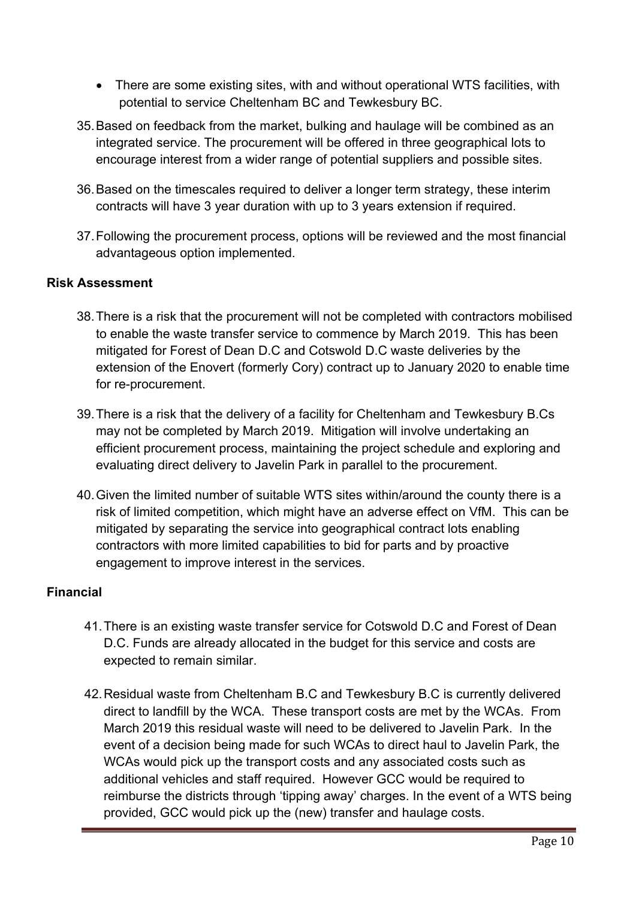- There are some existing sites, with and without operational WTS facilities, with potential to service Cheltenham BC and Tewkesbury BC.

35. Based on feedback from the market, bulking and haulage will be combined as an integrated service. The procurement will be offered in three geographical lots to encourage interest from a wider range of potential suppliers and possible sites.

36. Based on the timescales required to deliver a longer term strategy, these interim contracts will have 3 year duration with up to 3 years extension if required.

37. Following the procurement process, options will be reviewed and the most financial advantageous option implemented.

**Risk Assessment**

38. There is a risk that the procurement will not be completed with contractors mobilised to enable the waste transfer service to commence by March 2019. This has been mitigated for Forest of Dean D.C and Cotswold D.C waste deliveries by the extension of the Enovert (formerly Cory) contract up to January 2020 to enable time for re-procurement.

39. There is a risk that the delivery of a facility for Cheltenham and Tewkesbury B.Cs may not be completed by March 2019. Mitigation will involve undertaking an efficient procurement process, maintaining the project schedule and exploring and evaluating direct delivery to Javelin Park in parallel to the procurement.

40. Given the limited number of suitable WTS sites within/around the county there is a risk of limited competition, which might have an adverse effect on VfM. This can be mitigated by separating the service into geographical contract lots enabling contractors with more limited capabilities to bid for parts and by proactive engagement to improve interest in the services.

**Financial**

41. There is an existing waste transfer service for Cotswold D.C and Forest of Dean D.C. Funds are already allocated in the budget for this service and costs are expected to remain similar.

42. Residual waste from Cheltenham B.C and Tewkesbury B.C is currently delivered direct to landfill by the WCA. These transport costs are met by the WCAs. From March 2019 this residual waste will need to be delivered to Javelin Park. In the event of a decision being made for such WCAs to direct haul to Javelin Park, the WCAs would pick up the transport costs and any associated costs such as additional vehicles and staff required. However GCC would be required to reimburse the districts through 'tipping away' charges. In the event of a WTS being provided, GCC would pick up the (new) transfer and haulage costs.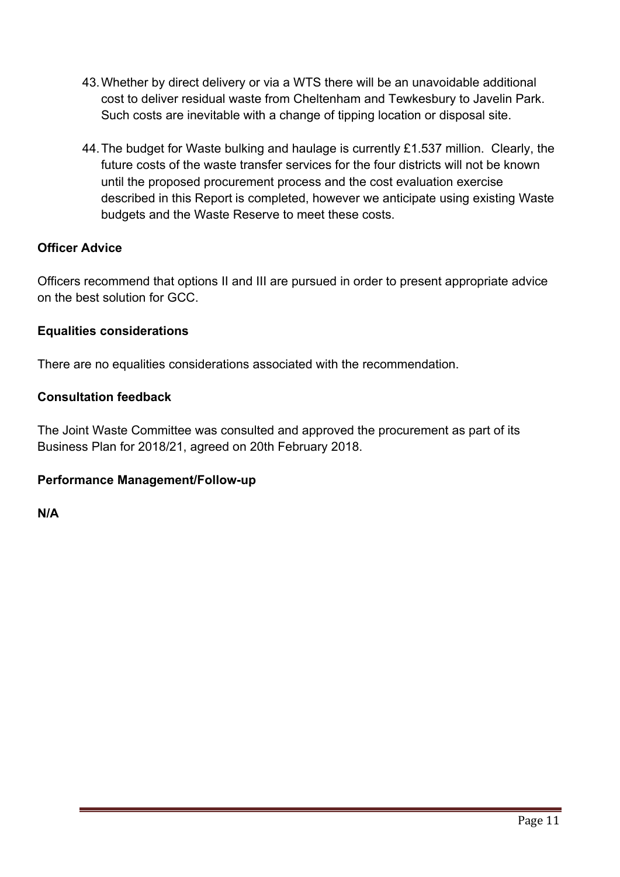43. Whether by direct delivery or via a WTS there will be an unavoidable additional cost to deliver residual waste from Cheltenham and Tewkesbury to Javelin Park. Such costs are inevitable with a change of tipping location or disposal site.

44. The budget for Waste bulking and haulage is currently £1.537 million. Clearly, the future costs of the waste transfer services for the four districts will not be known until the proposed procurement process and the cost evaluation exercise described in this Report is completed, however we anticipate using existing Waste budgets and the Waste Reserve to meet these costs.

**Officer Advice**

Officers recommend that options II and III are pursued in order to present appropriate advice on the best solution for GCC.

**Equalities considerations**

There are no equalities considerations associated with the recommendation.

**Consultation feedback**

The Joint Waste Committee was consulted and approved the procurement as part of its Business Plan for 2018/21, agreed on 20th February 2018.

**Performance Management/Follow-up**

**N/A**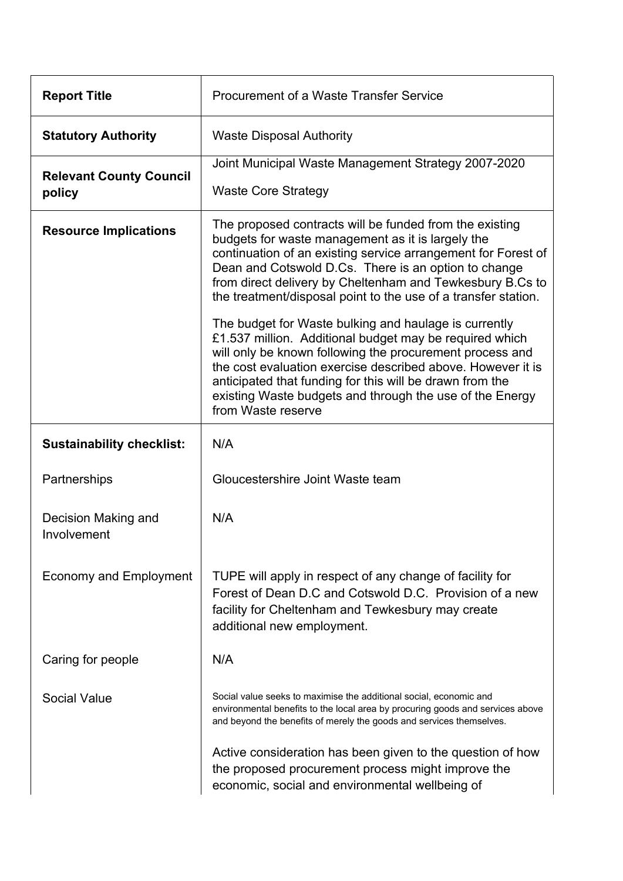| **Report Title** | Procurement of a Waste Transfer Service |
|---|---|
| **Statutory Authority** | Waste Disposal Authority |
| **Relevant County Council policy** | Joint Municipal Waste Management Strategy 2007-2020<br><br>Waste Core Strategy |
| **Resource Implications** | The proposed contracts will be funded from the existing budgets for waste management as it is largely the continuation of an existing service arrangement for Forest of Dean and Cotswold D.Cs. There is an option to change from direct delivery by Cheltenham and Tewkesbury B.Cs to the treatment/disposal point to the use of a transfer station.<br><br>The budget for Waste bulking and haulage is currently £1.537 million. Additional budget may be required which will only be known following the procurement process and the cost evaluation exercise described above. However it is anticipated that funding for this will be drawn from the existing Waste budgets and through the use of the Energy from Waste reserve |
| **Sustainability checklist:** | N/A |
| Partnerships | Gloucestershire Joint Waste team |
| Decision Making and Involvement | N/A |
| Economy and Employment | TUPE will apply in respect of any change of facility for Forest of Dean D.C and Cotswold D.C. Provision of a new facility for Cheltenham and Tewkesbury may create additional new employment. |
| Caring for people | N/A |
| Social Value | Social value seeks to maximise the additional social, economic and environmental benefits to the local area by procuring goods and services above and beyond the benefits of merely the goods and services themselves.<br><br>Active consideration has been given to the question of how the proposed procurement process might improve the economic, social and environmental wellbeing of |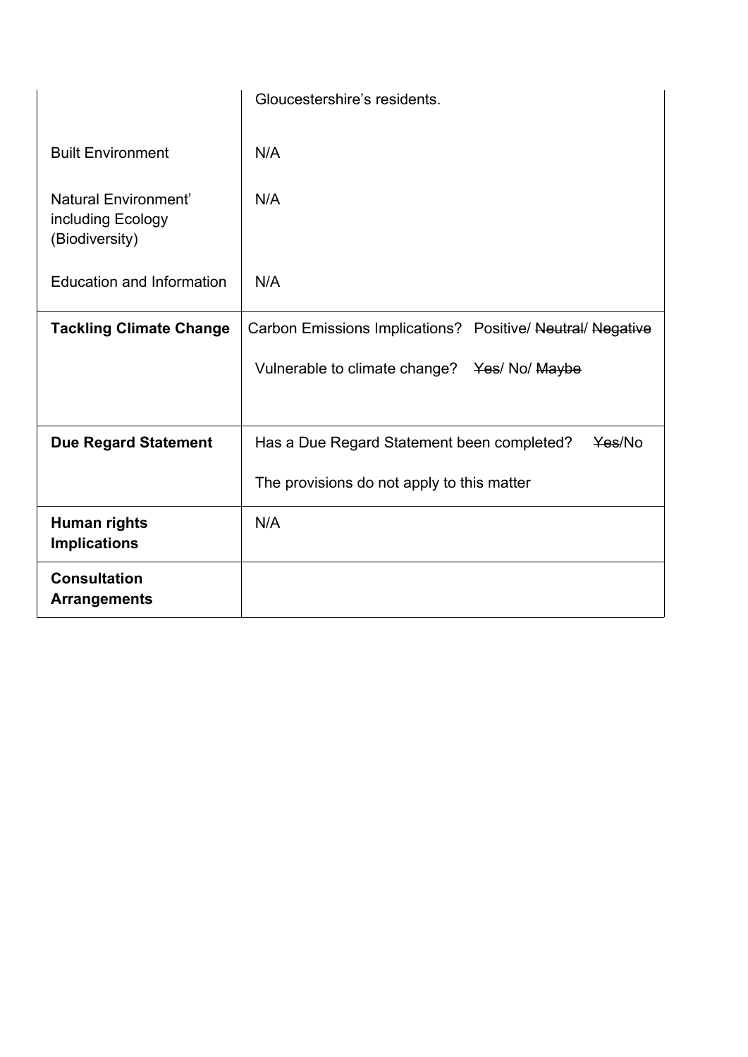| | |
|---|---|
| | Gloucestershire's residents. |
| Built Environment | N/A |
| Natural Environment' including Ecology (Biodiversity) | N/A |
| Education and Information | N/A |
| **Tackling Climate Change** | Carbon Emissions Implications? Positive/ ~~Neutral~~/ ~~Negative~~<br><br>Vulnerable to climate change? ~~Yes~~/ No/ ~~Maybe~~ |
| **Due Regard Statement** | Has a Due Regard Statement been completed? ~~Yes~~/No<br><br>The provisions do not apply to this matter |
| **Human rights Implications** | N/A |
| **Consultation Arrangements** | |